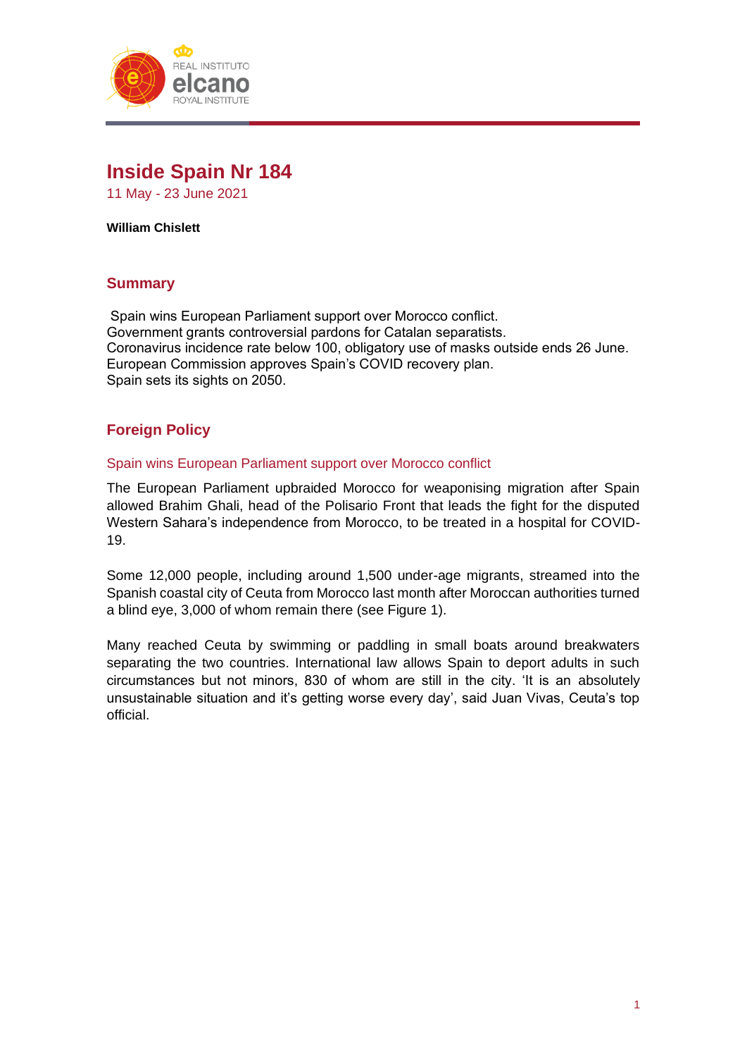# Inside Spain Nr 184

11 May - 23 June 2021

**William Chislett**

## Summary

Spain wins European Parliament support over Morocco conflict.
Government grants controversial pardons for Catalan separatists.
Coronavirus incidence rate below 100, obligatory use of masks outside ends 26 June.
European Commission approves Spain's COVID recovery plan.
Spain sets its sights on 2050.

## Foreign Policy

### Spain wins European Parliament support over Morocco conflict

The European Parliament upbraided Morocco for weaponising migration after Spain allowed Brahim Ghali, head of the Polisario Front that leads the fight for the disputed Western Sahara's independence from Morocco, to be treated in a hospital for COVID-19.

Some 12,000 people, including around 1,500 under-age migrants, streamed into the Spanish coastal city of Ceuta from Morocco last month after Moroccan authorities turned a blind eye, 3,000 of whom remain there (see Figure 1).

Many reached Ceuta by swimming or paddling in small boats around breakwaters separating the two countries. International law allows Spain to deport adults in such circumstances but not minors, 830 of whom are still in the city. 'It is an absolutely unsustainable situation and it's getting worse every day', said Juan Vivas, Ceuta's top official.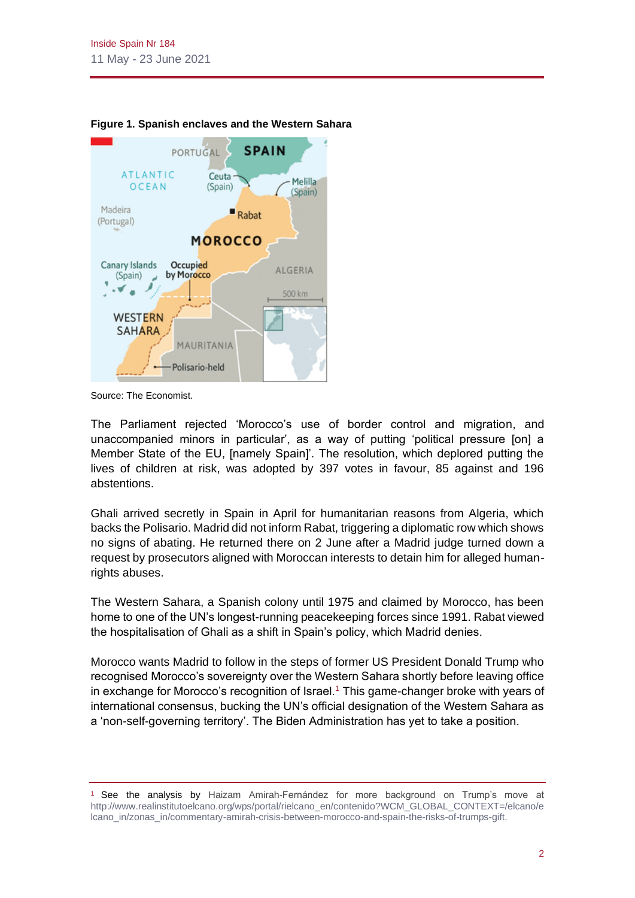**Figure 1. Spanish enclaves and the Western Sahara**

Source: The Economist.

The Parliament rejected 'Morocco's use of border control and migration, and unaccompanied minors in particular', as a way of putting 'political pressure [on] a Member State of the EU, [namely Spain]'. The resolution, which deplored putting the lives of children at risk, was adopted by 397 votes in favour, 85 against and 196 abstentions.

Ghali arrived secretly in Spain in April for humanitarian reasons from Algeria, which backs the Polisario. Madrid did not inform Rabat, triggering a diplomatic row which shows no signs of abating. He returned there on 2 June after a Madrid judge turned down a request by prosecutors aligned with Moroccan interests to detain him for alleged human-rights abuses.

The Western Sahara, a Spanish colony until 1975 and claimed by Morocco, has been home to one of the UN's longest-running peacekeeping forces since 1991. Rabat viewed the hospitalisation of Ghali as a shift in Spain's policy, which Madrid denies.

Morocco wants Madrid to follow in the steps of former US President Donald Trump who recognised Morocco's sovereignty over the Western Sahara shortly before leaving office in exchange for Morocco's recognition of Israel.[1] This game-changer broke with years of international consensus, bucking the UN's official designation of the Western Sahara as a 'non-self-governing territory'. The Biden Administration has yet to take a position.

---

[1] See the analysis by Haizam Amirah-Fernández for more background on Trump's move at http://www.realinstitutoelcano.org/wps/portal/rielcano_en/contenido?WCM_GLOBAL_CONTEXT=/elcano/elcano_in/zonas_in/commentary-amirah-crisis-between-morocco-and-spain-the-risks-of-trumps-gift.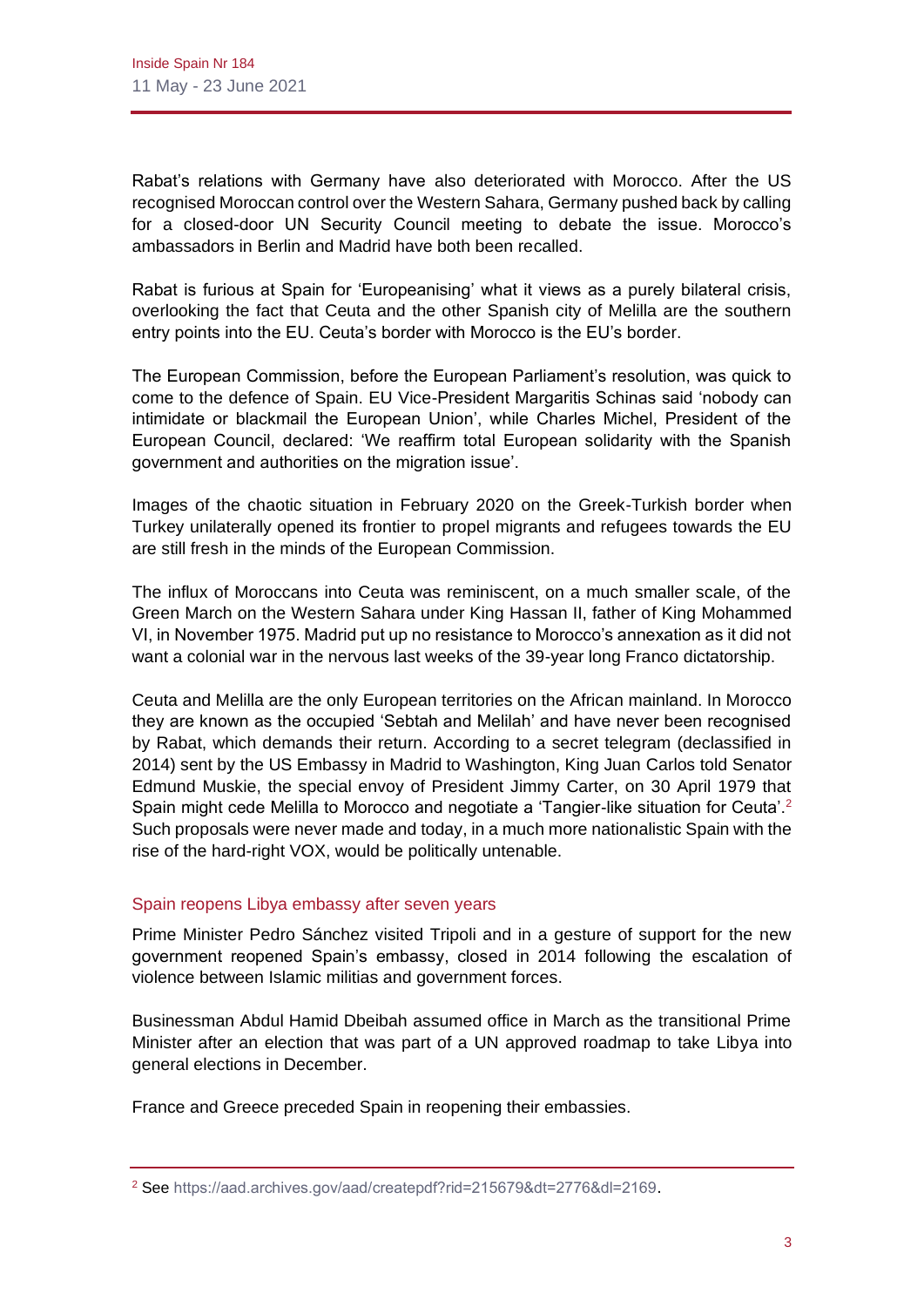Rabat's relations with Germany have also deteriorated with Morocco. After the US recognised Moroccan control over the Western Sahara, Germany pushed back by calling for a closed-door UN Security Council meeting to debate the issue. Morocco's ambassadors in Berlin and Madrid have both been recalled.

Rabat is furious at Spain for 'Europeanising' what it views as a purely bilateral crisis, overlooking the fact that Ceuta and the other Spanish city of Melilla are the southern entry points into the EU. Ceuta's border with Morocco is the EU's border.

The European Commission, before the European Parliament's resolution, was quick to come to the defence of Spain. EU Vice-President Margaritis Schinas said 'nobody can intimidate or blackmail the European Union', while Charles Michel, President of the European Council, declared: 'We reaffirm total European solidarity with the Spanish government and authorities on the migration issue'.

Images of the chaotic situation in February 2020 on the Greek-Turkish border when Turkey unilaterally opened its frontier to propel migrants and refugees towards the EU are still fresh in the minds of the European Commission.

The influx of Moroccans into Ceuta was reminiscent, on a much smaller scale, of the Green March on the Western Sahara under King Hassan II, father of King Mohammed VI, in November 1975. Madrid put up no resistance to Morocco's annexation as it did not want a colonial war in the nervous last weeks of the 39-year long Franco dictatorship.

Ceuta and Melilla are the only European territories on the African mainland. In Morocco they are known as the occupied 'Sebtah and Melilah' and have never been recognised by Rabat, which demands their return. According to a secret telegram (declassified in 2014) sent by the US Embassy in Madrid to Washington, King Juan Carlos told Senator Edmund Muskie, the special envoy of President Jimmy Carter, on 30 April 1979 that Spain might cede Melilla to Morocco and negotiate a 'Tangier-like situation for Ceuta'.[2] Such proposals were never made and today, in a much more nationalistic Spain with the rise of the hard-right VOX, would be politically untenable.

## Spain reopens Libya embassy after seven years

Prime Minister Pedro Sánchez visited Tripoli and in a gesture of support for the new government reopened Spain's embassy, closed in 2014 following the escalation of violence between Islamic militias and government forces.

Businessman Abdul Hamid Dbeibah assumed office in March as the transitional Prime Minister after an election that was part of a UN approved roadmap to take Libya into general elections in December.

France and Greece preceded Spain in reopening their embassies.

---

[2] See https://aad.archives.gov/aad/createpdf?rid=215679&dt=2776&dl=2169.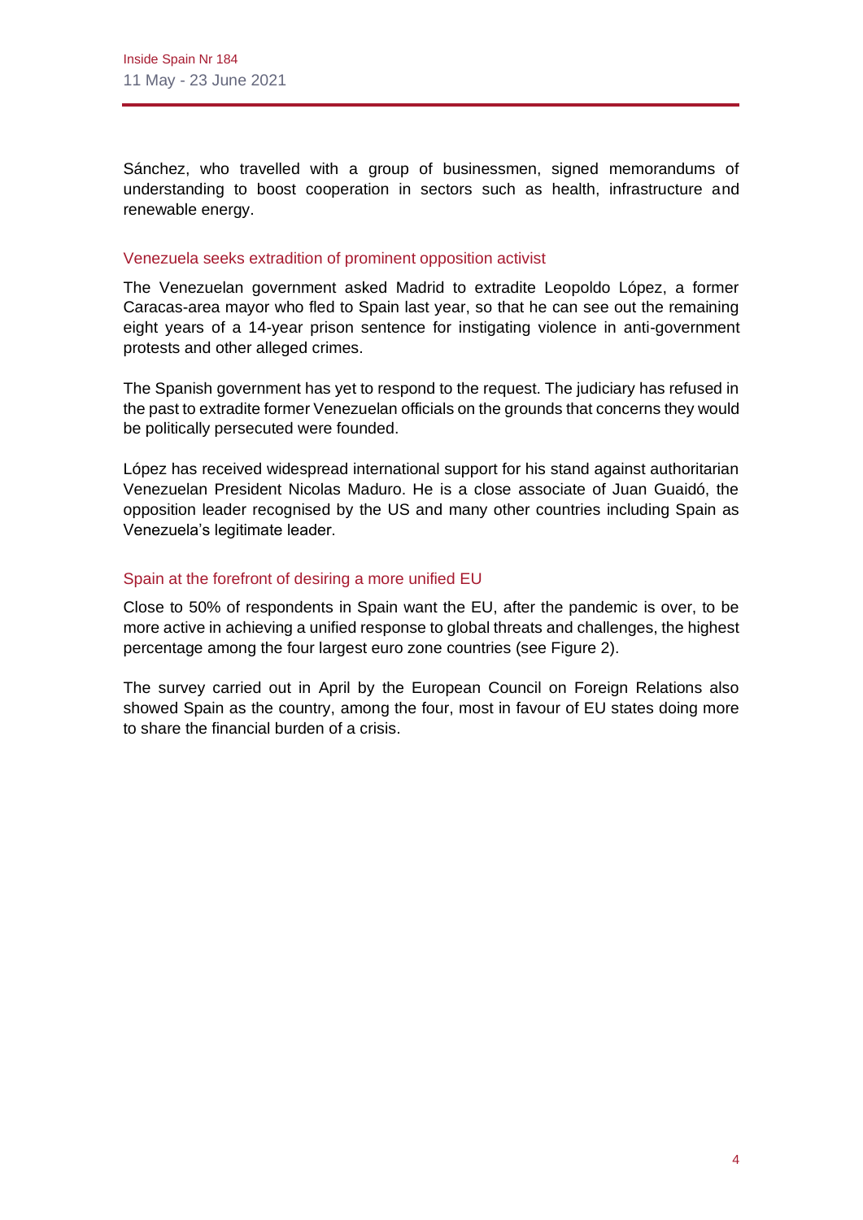Sánchez, who travelled with a group of businessmen, signed memorandums of understanding to boost cooperation in sectors such as health, infrastructure and renewable energy.

### Venezuela seeks extradition of prominent opposition activist

The Venezuelan government asked Madrid to extradite Leopoldo López, a former Caracas-area mayor who fled to Spain last year, so that he can see out the remaining eight years of a 14-year prison sentence for instigating violence in anti-government protests and other alleged crimes.

The Spanish government has yet to respond to the request. The judiciary has refused in the past to extradite former Venezuelan officials on the grounds that concerns they would be politically persecuted were founded.

López has received widespread international support for his stand against authoritarian Venezuelan President Nicolas Maduro. He is a close associate of Juan Guaidó, the opposition leader recognised by the US and many other countries including Spain as Venezuela's legitimate leader.

### Spain at the forefront of desiring a more unified EU

Close to 50% of respondents in Spain want the EU, after the pandemic is over, to be more active in achieving a unified response to global threats and challenges, the highest percentage among the four largest euro zone countries (see Figure 2).

The survey carried out in April by the European Council on Foreign Relations also showed Spain as the country, among the four, most in favour of EU states doing more to share the financial burden of a crisis.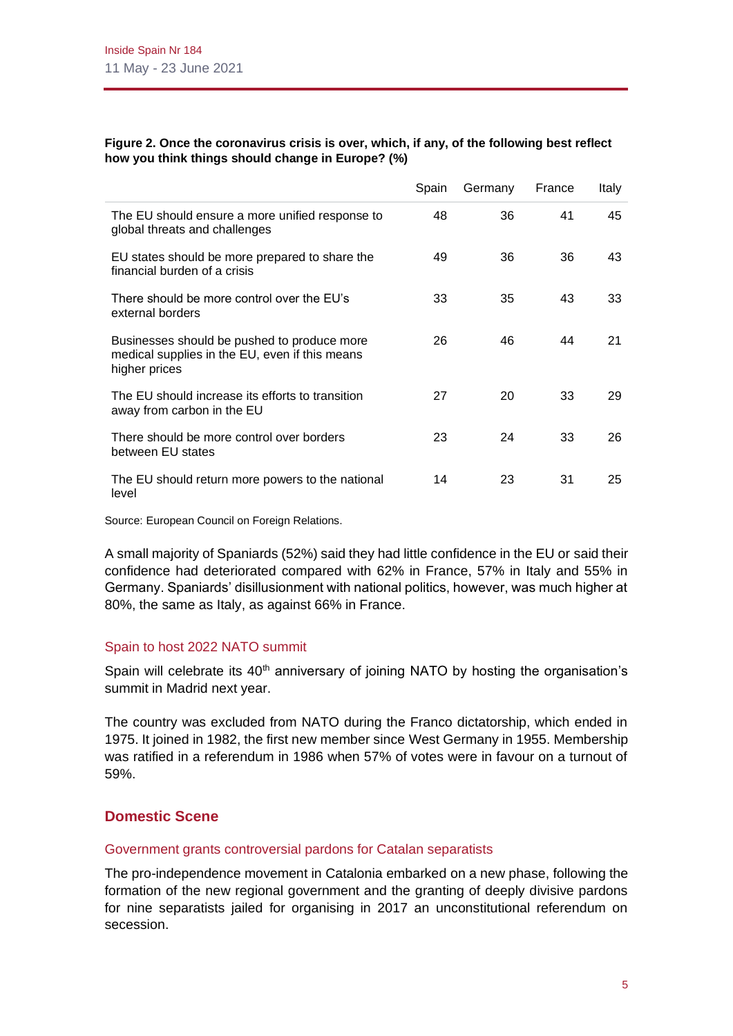**Figure 2. Once the coronavirus crisis is over, which, if any, of the following best reflect how you think things should change in Europe? (%)**

| | Spain | Germany | France | Italy |
|---|---|---|---|---|
| The EU should ensure a more unified response to global threats and challenges | 48 | 36 | 41 | 45 |
| EU states should be more prepared to share the financial burden of a crisis | 49 | 36 | 36 | 43 |
| There should be more control over the EU's external borders | 33 | 35 | 43 | 33 |
| Businesses should be pushed to produce more medical supplies in the EU, even if this means higher prices | 26 | 46 | 44 | 21 |
| The EU should increase its efforts to transition away from carbon in the EU | 27 | 20 | 33 | 29 |
| There should be more control over borders between EU states | 23 | 24 | 33 | 26 |
| The EU should return more powers to the national level | 14 | 23 | 31 | 25 |

Source: European Council on Foreign Relations.

A small majority of Spaniards (52%) said they had little confidence in the EU or said their confidence had deteriorated compared with 62% in France, 57% in Italy and 55% in Germany. Spaniards' disillusionment with national politics, however, was much higher at 80%, the same as Italy, as against 66% in France.

### Spain to host 2022 NATO summit

Spain will celebrate its 40th anniversary of joining NATO by hosting the organisation's summit in Madrid next year.

The country was excluded from NATO during the Franco dictatorship, which ended in 1975. It joined in 1982, the first new member since West Germany in 1955. Membership was ratified in a referendum in 1986 when 57% of votes were in favour on a turnout of 59%.

## Domestic Scene

### Government grants controversial pardons for Catalan separatists

The pro-independence movement in Catalonia embarked on a new phase, following the formation of the new regional government and the granting of deeply divisive pardons for nine separatists jailed for organising in 2017 an unconstitutional referendum on secession.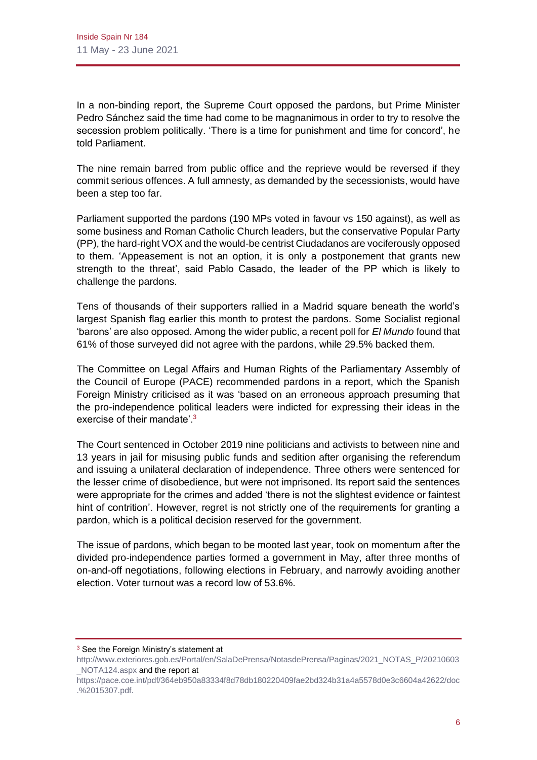In a non-binding report, the Supreme Court opposed the pardons, but Prime Minister Pedro Sánchez said the time had come to be magnanimous in order to try to resolve the secession problem politically. 'There is a time for punishment and time for concord', he told Parliament.

The nine remain barred from public office and the reprieve would be reversed if they commit serious offences. A full amnesty, as demanded by the secessionists, would have been a step too far.

Parliament supported the pardons (190 MPs voted in favour vs 150 against), as well as some business and Roman Catholic Church leaders, but the conservative Popular Party (PP), the hard-right VOX and the would-be centrist Ciudadanos are vociferously opposed to them. 'Appeasement is not an option, it is only a postponement that grants new strength to the threat', said Pablo Casado, the leader of the PP which is likely to challenge the pardons.

Tens of thousands of their supporters rallied in a Madrid square beneath the world's largest Spanish flag earlier this month to protest the pardons. Some Socialist regional 'barons' are also opposed. Among the wider public, a recent poll for *El Mundo* found that 61% of those surveyed did not agree with the pardons, while 29.5% backed them.

The Committee on Legal Affairs and Human Rights of the Parliamentary Assembly of the Council of Europe (PACE) recommended pardons in a report, which the Spanish Foreign Ministry criticised as it was 'based on an erroneous approach presuming that the pro-independence political leaders were indicted for expressing their ideas in the exercise of their mandate'.[3]

The Court sentenced in October 2019 nine politicians and activists to between nine and 13 years in jail for misusing public funds and sedition after organising the referendum and issuing a unilateral declaration of independence. Three others were sentenced for the lesser crime of disobedience, but were not imprisoned. Its report said the sentences were appropriate for the crimes and added 'there is not the slightest evidence or faintest hint of contrition'. However, regret is not strictly one of the requirements for granting a pardon, which is a political decision reserved for the government.

The issue of pardons, which began to be mooted last year, took on momentum after the divided pro-independence parties formed a government in May, after three months of on-and-off negotiations, following elections in February, and narrowly avoiding another election. Voter turnout was a record low of 53.6%.

---

[3] See the Foreign Ministry's statement at http://www.exteriores.gob.es/Portal/en/SalaDePrensa/NotasdePrensa/Paginas/2021_NOTAS_P/20210603_NOTA124.aspx and the report at https://pace.coe.int/pdf/364eb950a83334f8d78db180220409fae2bd324b31a4a5578d0e3c6604a42622/doc.%2015307.pdf.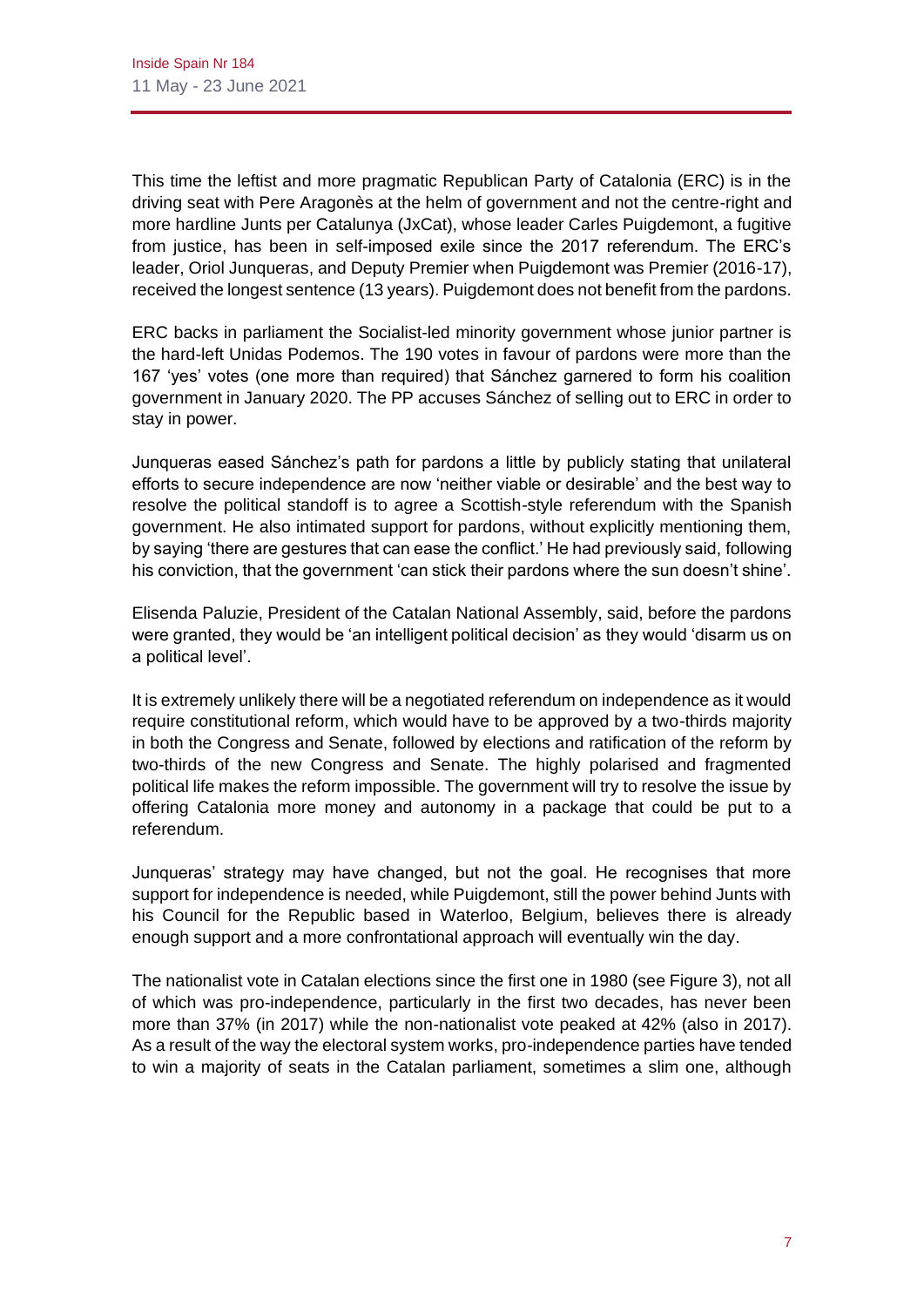This time the leftist and more pragmatic Republican Party of Catalonia (ERC) is in the driving seat with Pere Aragonès at the helm of government and not the centre-right and more hardline Junts per Catalunya (JxCat), whose leader Carles Puigdemont, a fugitive from justice, has been in self-imposed exile since the 2017 referendum. The ERC's leader, Oriol Junqueras, and Deputy Premier when Puigdemont was Premier (2016-17), received the longest sentence (13 years). Puigdemont does not benefit from the pardons.

ERC backs in parliament the Socialist-led minority government whose junior partner is the hard-left Unidas Podemos. The 190 votes in favour of pardons were more than the 167 'yes' votes (one more than required) that Sánchez garnered to form his coalition government in January 2020. The PP accuses Sánchez of selling out to ERC in order to stay in power.

Junqueras eased Sánchez's path for pardons a little by publicly stating that unilateral efforts to secure independence are now 'neither viable or desirable' and the best way to resolve the political standoff is to agree a Scottish-style referendum with the Spanish government. He also intimated support for pardons, without explicitly mentioning them, by saying 'there are gestures that can ease the conflict.' He had previously said, following his conviction, that the government 'can stick their pardons where the sun doesn't shine'.

Elisenda Paluzie, President of the Catalan National Assembly, said, before the pardons were granted, they would be 'an intelligent political decision' as they would 'disarm us on a political level'.

It is extremely unlikely there will be a negotiated referendum on independence as it would require constitutional reform, which would have to be approved by a two-thirds majority in both the Congress and Senate, followed by elections and ratification of the reform by two-thirds of the new Congress and Senate. The highly polarised and fragmented political life makes the reform impossible. The government will try to resolve the issue by offering Catalonia more money and autonomy in a package that could be put to a referendum.

Junqueras' strategy may have changed, but not the goal. He recognises that more support for independence is needed, while Puigdemont, still the power behind Junts with his Council for the Republic based in Waterloo, Belgium, believes there is already enough support and a more confrontational approach will eventually win the day.

The nationalist vote in Catalan elections since the first one in 1980 (see Figure 3), not all of which was pro-independence, particularly in the first two decades, has never been more than 37% (in 2017) while the non-nationalist vote peaked at 42% (also in 2017). As a result of the way the electoral system works, pro-independence parties have tended to win a majority of seats in the Catalan parliament, sometimes a slim one, although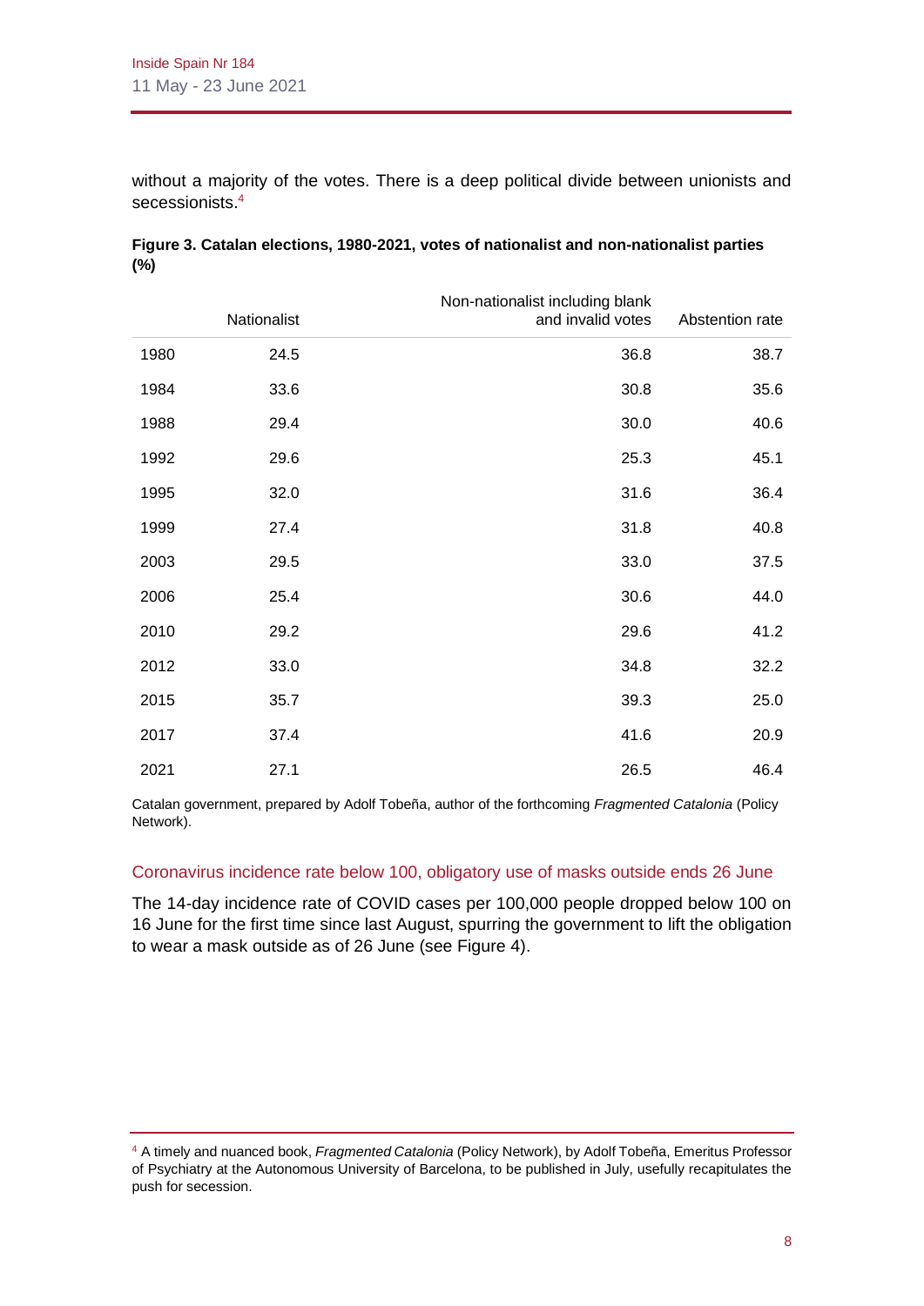without a majority of the votes. There is a deep political divide between unionists and secessionists.[4]

**Figure 3. Catalan elections, 1980-2021, votes of nationalist and non-nationalist parties (%)**

| | Nationalist | Non-nationalist including blank and invalid votes | Abstention rate |
|---|---|---|---|
| 1980 | 24.5 | 36.8 | 38.7 |
| 1984 | 33.6 | 30.8 | 35.6 |
| 1988 | 29.4 | 30.0 | 40.6 |
| 1992 | 29.6 | 25.3 | 45.1 |
| 1995 | 32.0 | 31.6 | 36.4 |
| 1999 | 27.4 | 31.8 | 40.8 |
| 2003 | 29.5 | 33.0 | 37.5 |
| 2006 | 25.4 | 30.6 | 44.0 |
| 2010 | 29.2 | 29.6 | 41.2 |
| 2012 | 33.0 | 34.8 | 32.2 |
| 2015 | 35.7 | 39.3 | 25.0 |
| 2017 | 37.4 | 41.6 | 20.9 |
| 2021 | 27.1 | 26.5 | 46.4 |

Catalan government, prepared by Adolf Tobeña, author of the forthcoming *Fragmented Catalonia* (Policy Network).

### Coronavirus incidence rate below 100, obligatory use of masks outside ends 26 June

The 14-day incidence rate of COVID cases per 100,000 people dropped below 100 on 16 June for the first time since last August, spurring the government to lift the obligation to wear a mask outside as of 26 June (see Figure 4).

[4] A timely and nuanced book, *Fragmented Catalonia* (Policy Network), by Adolf Tobeña, Emeritus Professor of Psychiatry at the Autonomous University of Barcelona, to be published in July, usefully recapitulates the push for secession.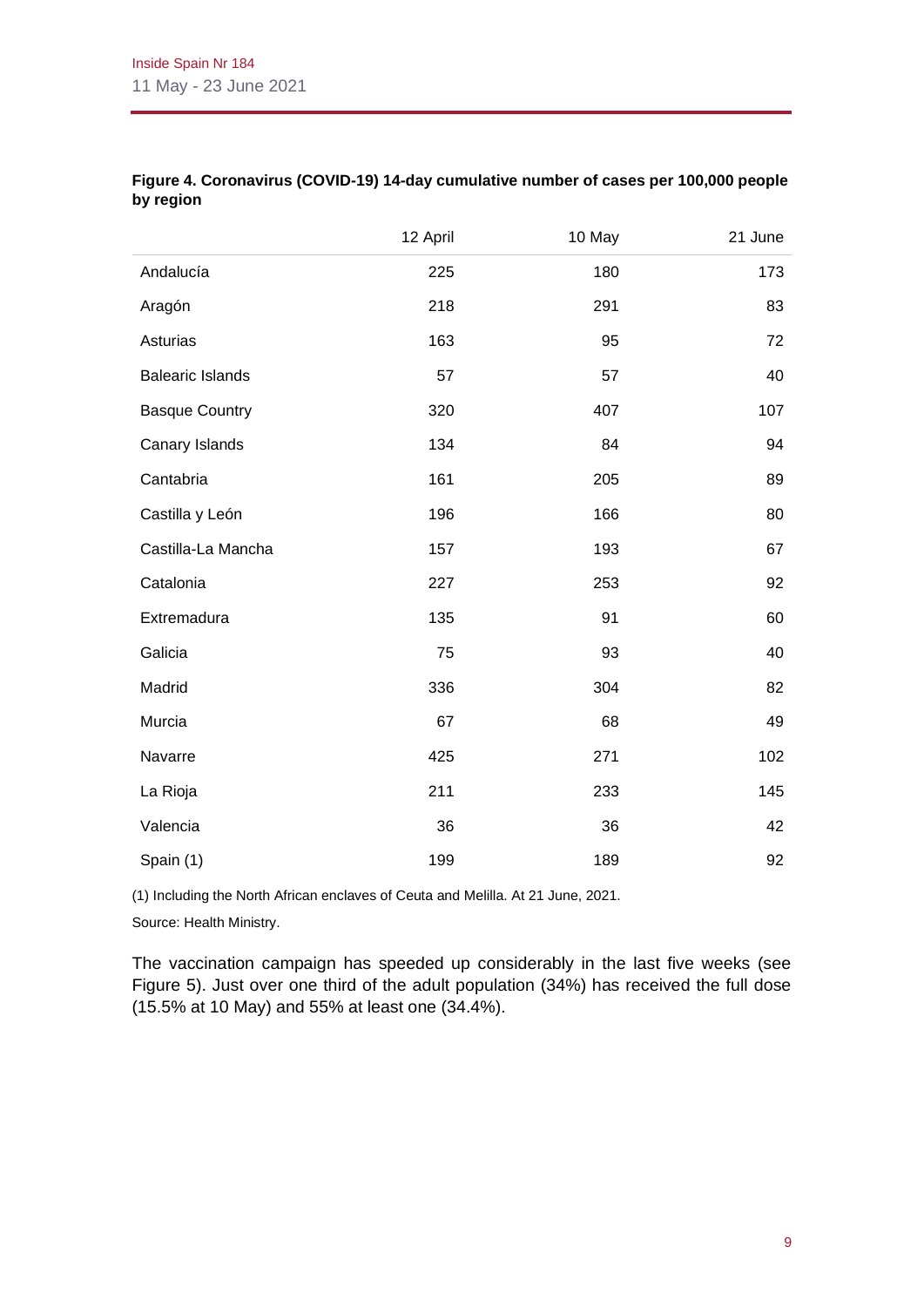**Figure 4. Coronavirus (COVID-19) 14-day cumulative number of cases per 100,000 people by region**

| | 12 April | 10 May | 21 June |
|---|---|---|---|
| Andalucía | 225 | 180 | 173 |
| Aragón | 218 | 291 | 83 |
| Asturias | 163 | 95 | 72 |
| Balearic Islands | 57 | 57 | 40 |
| Basque Country | 320 | 407 | 107 |
| Canary Islands | 134 | 84 | 94 |
| Cantabria | 161 | 205 | 89 |
| Castilla y León | 196 | 166 | 80 |
| Castilla-La Mancha | 157 | 193 | 67 |
| Catalonia | 227 | 253 | 92 |
| Extremadura | 135 | 91 | 60 |
| Galicia | 75 | 93 | 40 |
| Madrid | 336 | 304 | 82 |
| Murcia | 67 | 68 | 49 |
| Navarre | 425 | 271 | 102 |
| La Rioja | 211 | 233 | 145 |
| Valencia | 36 | 36 | 42 |
| Spain (1) | 199 | 189 | 92 |

(1) Including the North African enclaves of Ceuta and Melilla. At 21 June, 2021.

Source: Health Ministry.

The vaccination campaign has speeded up considerably in the last five weeks (see Figure 5). Just over one third of the adult population (34%) has received the full dose (15.5% at 10 May) and 55% at least one (34.4%).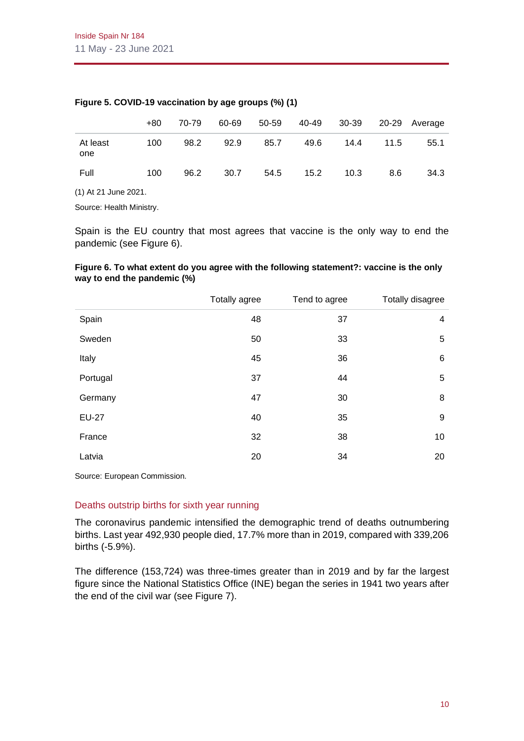**Figure 5. COVID-19 vaccination by age groups (%) (1)**

| | +80 | 70-79 | 60-69 | 50-59 | 40-49 | 30-39 | 20-29 | Average |
|---|---|---|---|---|---|---|---|---|
| At least one | 100 | 98.2 | 92.9 | 85.7 | 49.6 | 14.4 | 11.5 | 55.1 |
| Full | 100 | 96.2 | 30.7 | 54.5 | 15.2 | 10.3 | 8.6 | 34.3 |

(1) At 21 June 2021.

Source: Health Ministry.

Spain is the EU country that most agrees that vaccine is the only way to end the pandemic (see Figure 6).

**Figure 6. To what extent do you agree with the following statement?: vaccine is the only way to end the pandemic (%)**

| | Totally agree | Tend to agree | Totally disagree |
|---|---|---|---|
| Spain | 48 | 37 | 4 |
| Sweden | 50 | 33 | 5 |
| Italy | 45 | 36 | 6 |
| Portugal | 37 | 44 | 5 |
| Germany | 47 | 30 | 8 |
| EU-27 | 40 | 35 | 9 |
| France | 32 | 38 | 10 |
| Latvia | 20 | 34 | 20 |

Source: European Commission.

## Deaths outstrip births for sixth year running

The coronavirus pandemic intensified the demographic trend of deaths outnumbering births. Last year 492,930 people died, 17.7% more than in 2019, compared with 339,206 births (-5.9%).

The difference (153,724) was three-times greater than in 2019 and by far the largest figure since the National Statistics Office (INE) began the series in 1941 two years after the end of the civil war (see Figure 7).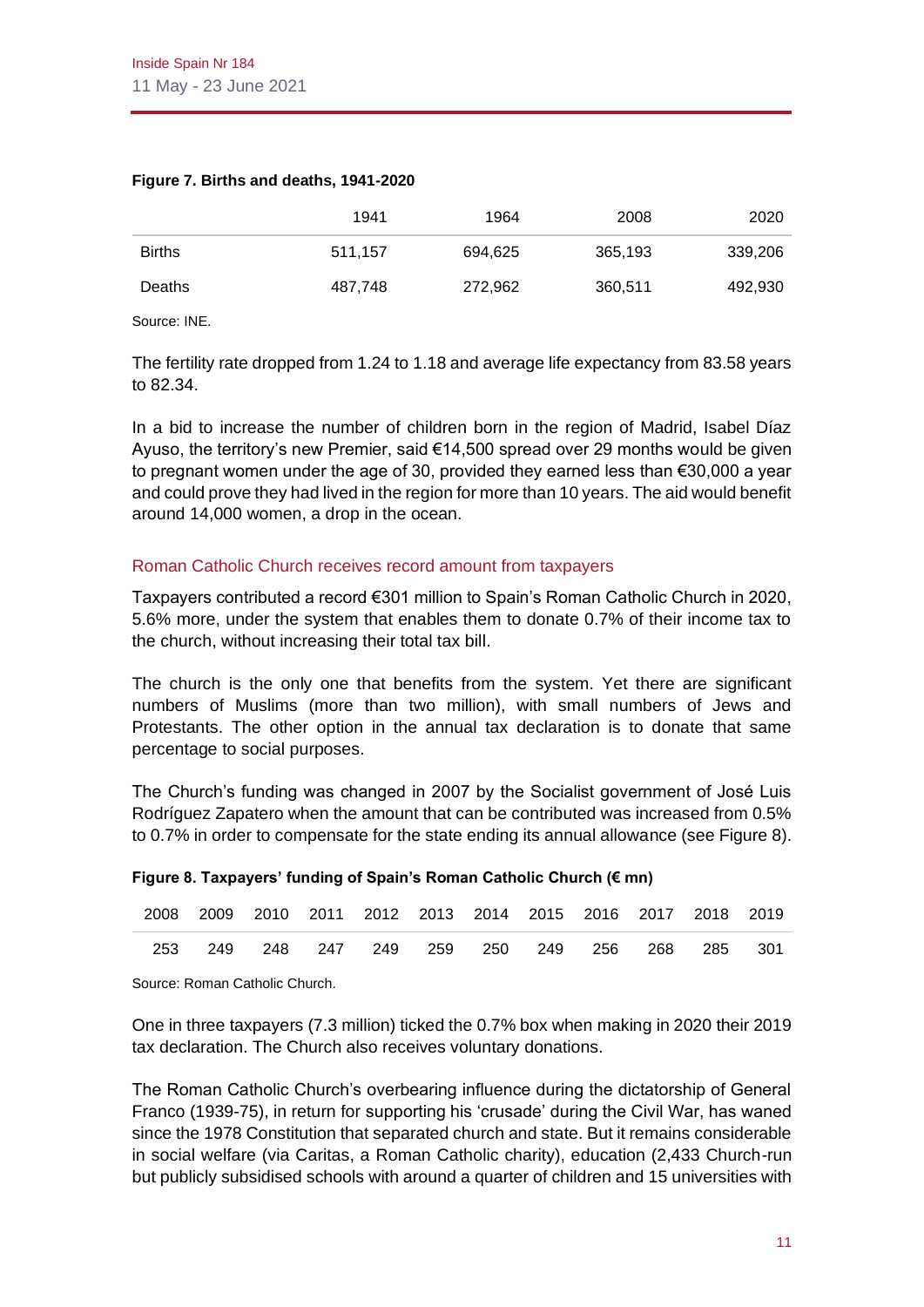**Figure 7. Births and deaths, 1941-2020**

| | 1941 | 1964 | 2008 | 2020 |
|---|---|---|---|---|
| Births | 511,157 | 694,625 | 365,193 | 339,206 |
| Deaths | 487,748 | 272,962 | 360,511 | 492,930 |

Source: INE.

The fertility rate dropped from 1.24 to 1.18 and average life expectancy from 83.58 years to 82.34.

In a bid to increase the number of children born in the region of Madrid, Isabel Díaz Ayuso, the territory's new Premier, said €14,500 spread over 29 months would be given to pregnant women under the age of 30, provided they earned less than €30,000 a year and could prove they had lived in the region for more than 10 years. The aid would benefit around 14,000 women, a drop in the ocean.

## Roman Catholic Church receives record amount from taxpayers

Taxpayers contributed a record €301 million to Spain's Roman Catholic Church in 2020, 5.6% more, under the system that enables them to donate 0.7% of their income tax to the church, without increasing their total tax bill.

The church is the only one that benefits from the system. Yet there are significant numbers of Muslims (more than two million), with small numbers of Jews and Protestants. The other option in the annual tax declaration is to donate that same percentage to social purposes.

The Church's funding was changed in 2007 by the Socialist government of José Luis Rodríguez Zapatero when the amount that can be contributed was increased from 0.5% to 0.7% in order to compensate for the state ending its annual allowance (see Figure 8).

**Figure 8. Taxpayers' funding of Spain's Roman Catholic Church (€ mn)**

| 2008 | 2009 | 2010 | 2011 | 2012 | 2013 | 2014 | 2015 | 2016 | 2017 | 2018 | 2019 |
|---|---|---|---|---|---|---|---|---|---|---|---|
| 253 | 249 | 248 | 247 | 249 | 259 | 250 | 249 | 256 | 268 | 285 | 301 |

Source: Roman Catholic Church.

One in three taxpayers (7.3 million) ticked the 0.7% box when making in 2020 their 2019 tax declaration. The Church also receives voluntary donations.

The Roman Catholic Church's overbearing influence during the dictatorship of General Franco (1939-75), in return for supporting his 'crusade' during the Civil War, has waned since the 1978 Constitution that separated church and state. But it remains considerable in social welfare (via Caritas, a Roman Catholic charity), education (2,433 Church-run but publicly subsidised schools with around a quarter of children and 15 universities with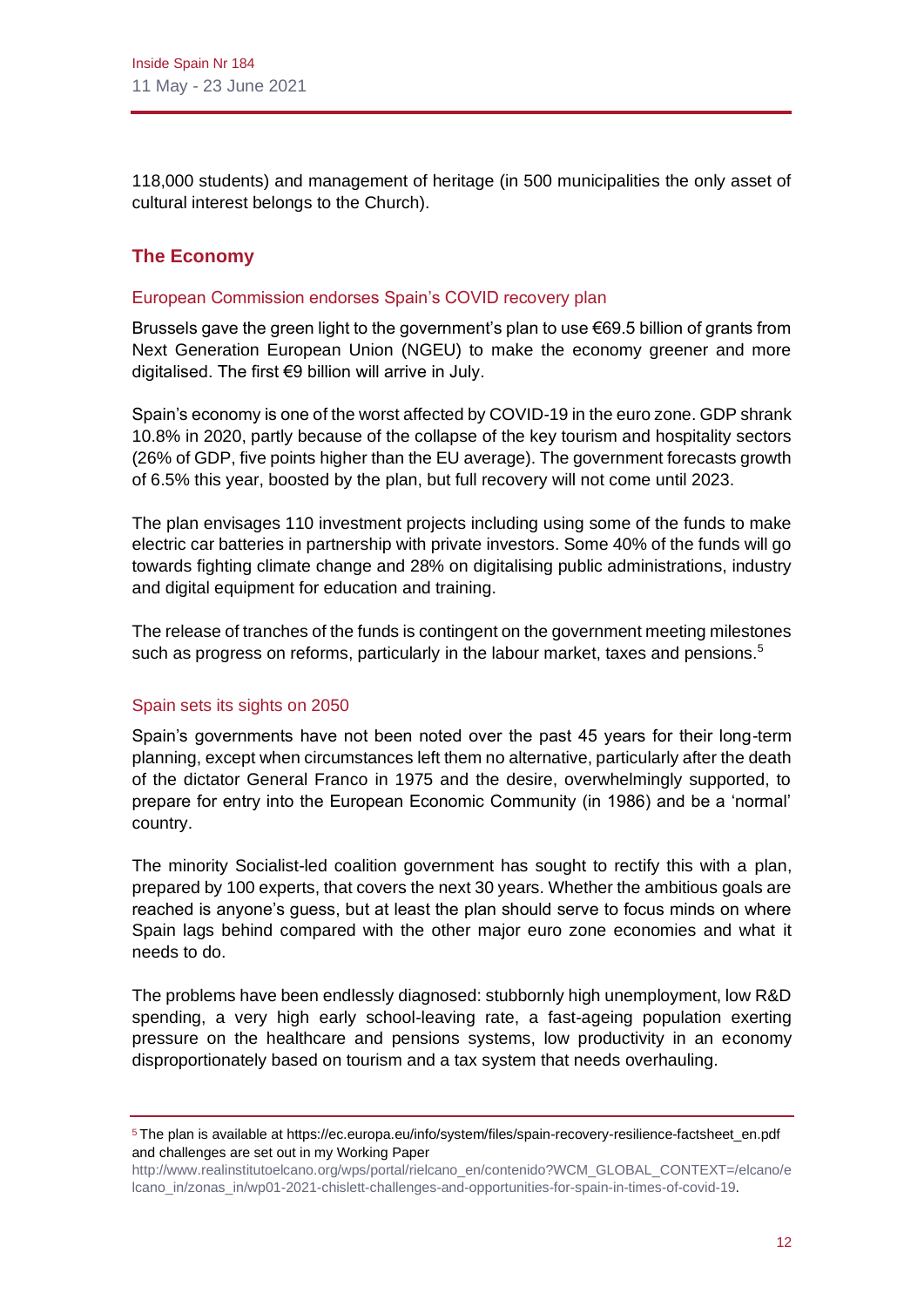118,000 students) and management of heritage (in 500 municipalities the only asset of cultural interest belongs to the Church).

## The Economy

### European Commission endorses Spain's COVID recovery plan

Brussels gave the green light to the government's plan to use €69.5 billion of grants from Next Generation European Union (NGEU) to make the economy greener and more digitalised. The first €9 billion will arrive in July.

Spain's economy is one of the worst affected by COVID-19 in the euro zone. GDP shrank 10.8% in 2020, partly because of the collapse of the key tourism and hospitality sectors (26% of GDP, five points higher than the EU average). The government forecasts growth of 6.5% this year, boosted by the plan, but full recovery will not come until 2023.

The plan envisages 110 investment projects including using some of the funds to make electric car batteries in partnership with private investors. Some 40% of the funds will go towards fighting climate change and 28% on digitalising public administrations, industry and digital equipment for education and training.

The release of tranches of the funds is contingent on the government meeting milestones such as progress on reforms, particularly in the labour market, taxes and pensions.[5]

### Spain sets its sights on 2050

Spain's governments have not been noted over the past 45 years for their long-term planning, except when circumstances left them no alternative, particularly after the death of the dictator General Franco in 1975 and the desire, overwhelmingly supported, to prepare for entry into the European Economic Community (in 1986) and be a 'normal' country.

The minority Socialist-led coalition government has sought to rectify this with a plan, prepared by 100 experts, that covers the next 30 years. Whether the ambitious goals are reached is anyone's guess, but at least the plan should serve to focus minds on where Spain lags behind compared with the other major euro zone economies and what it needs to do.

The problems have been endlessly diagnosed: stubbornly high unemployment, low R&D spending, a very high early school-leaving rate, a fast-ageing population exerting pressure on the healthcare and pensions systems, low productivity in an economy disproportionately based on tourism and a tax system that needs overhauling.

---

[5] The plan is available at https://ec.europa.eu/info/system/files/spain-recovery-resilience-factsheet_en.pdf and challenges are set out in my Working Paper http://www.realinstitutoelcano.org/wps/portal/rielcano_en/contenido?WCM_GLOBAL_CONTEXT=/elcano/elcano_in/zonas_in/wp01-2021-chislett-challenges-and-opportunities-for-spain-in-times-of-covid-19.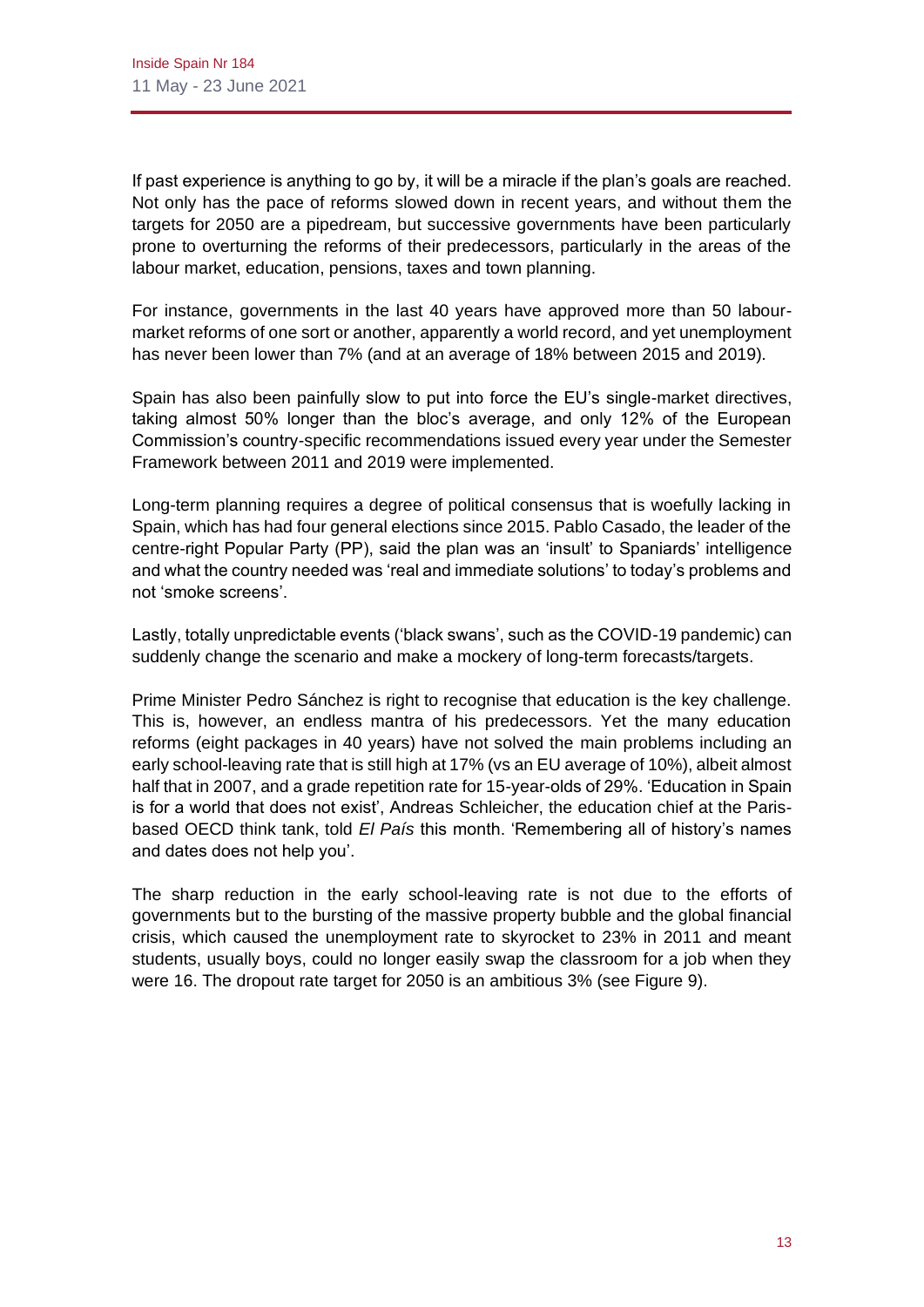If past experience is anything to go by, it will be a miracle if the plan's goals are reached. Not only has the pace of reforms slowed down in recent years, and without them the targets for 2050 are a pipedream, but successive governments have been particularly prone to overturning the reforms of their predecessors, particularly in the areas of the labour market, education, pensions, taxes and town planning.

For instance, governments in the last 40 years have approved more than 50 labour-market reforms of one sort or another, apparently a world record, and yet unemployment has never been lower than 7% (and at an average of 18% between 2015 and 2019).

Spain has also been painfully slow to put into force the EU's single-market directives, taking almost 50% longer than the bloc's average, and only 12% of the European Commission's country-specific recommendations issued every year under the Semester Framework between 2011 and 2019 were implemented.

Long-term planning requires a degree of political consensus that is woefully lacking in Spain, which has had four general elections since 2015. Pablo Casado, the leader of the centre-right Popular Party (PP), said the plan was an 'insult' to Spaniards' intelligence and what the country needed was 'real and immediate solutions' to today's problems and not 'smoke screens'.

Lastly, totally unpredictable events ('black swans', such as the COVID-19 pandemic) can suddenly change the scenario and make a mockery of long-term forecasts/targets.

Prime Minister Pedro Sánchez is right to recognise that education is the key challenge. This is, however, an endless mantra of his predecessors. Yet the many education reforms (eight packages in 40 years) have not solved the main problems including an early school-leaving rate that is still high at 17% (vs an EU average of 10%), albeit almost half that in 2007, and a grade repetition rate for 15-year-olds of 29%. 'Education in Spain is for a world that does not exist', Andreas Schleicher, the education chief at the Paris-based OECD think tank, told *El País* this month. 'Remembering all of history's names and dates does not help you'.

The sharp reduction in the early school-leaving rate is not due to the efforts of governments but to the bursting of the massive property bubble and the global financial crisis, which caused the unemployment rate to skyrocket to 23% in 2011 and meant students, usually boys, could no longer easily swap the classroom for a job when they were 16. The dropout rate target for 2050 is an ambitious 3% (see Figure 9).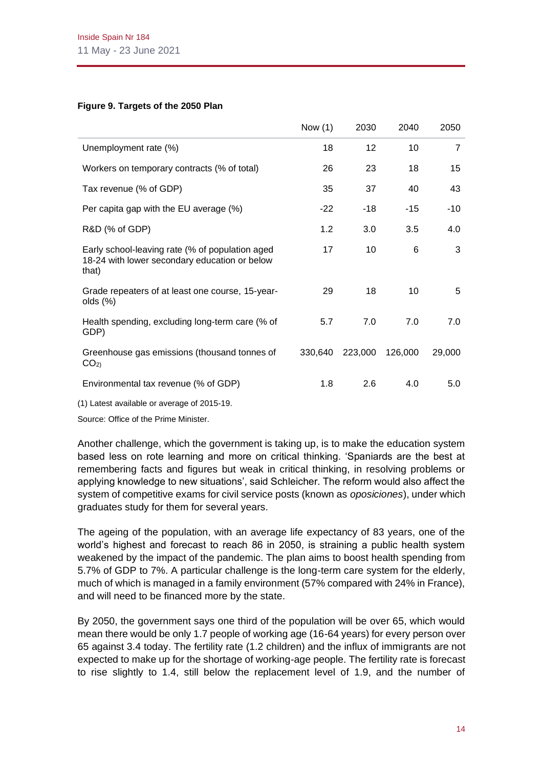**Figure 9. Targets of the 2050 Plan**

| | Now (1) | 2030 | 2040 | 2050 |
|---|---|---|---|---|
| Unemployment rate (%) | 18 | 12 | 10 | 7 |
| Workers on temporary contracts (% of total) | 26 | 23 | 18 | 15 |
| Tax revenue (% of GDP) | 35 | 37 | 40 | 43 |
| Per capita gap with the EU average (%) | -22 | -18 | -15 | -10 |
| R&D (% of GDP) | 1.2 | 3.0 | 3.5 | 4.0 |
| Early school-leaving rate (% of population aged 18-24 with lower secondary education or below that) | 17 | 10 | 6 | 3 |
| Grade repeaters of at least one course, 15-year-olds (%) | 29 | 18 | 10 | 5 |
| Health spending, excluding long-term care (% of GDP) | 5.7 | 7.0 | 7.0 | 7.0 |
| Greenhouse gas emissions (thousand tonnes of $CO_2$) | 330,640 | 223,000 | 126,000 | 29,000 |
| Environmental tax revenue (% of GDP) | 1.8 | 2.6 | 4.0 | 5.0 |

(1) Latest available or average of 2015-19.

Source: Office of the Prime Minister.

Another challenge, which the government is taking up, is to make the education system based less on rote learning and more on critical thinking. 'Spaniards are the best at remembering facts and figures but weak in critical thinking, in resolving problems or applying knowledge to new situations', said Schleicher. The reform would also affect the system of competitive exams for civil service posts (known as *oposiciones*), under which graduates study for them for several years.

The ageing of the population, with an average life expectancy of 83 years, one of the world's highest and forecast to reach 86 in 2050, is straining a public health system weakened by the impact of the pandemic. The plan aims to boost health spending from 5.7% of GDP to 7%. A particular challenge is the long-term care system for the elderly, much of which is managed in a family environment (57% compared with 24% in France), and will need to be financed more by the state.

By 2050, the government says one third of the population will be over 65, which would mean there would be only 1.7 people of working age (16-64 years) for every person over 65 against 3.4 today. The fertility rate (1.2 children) and the influx of immigrants are not expected to make up for the shortage of working-age people. The fertility rate is forecast to rise slightly to 1.4, still below the replacement level of 1.9, and the number of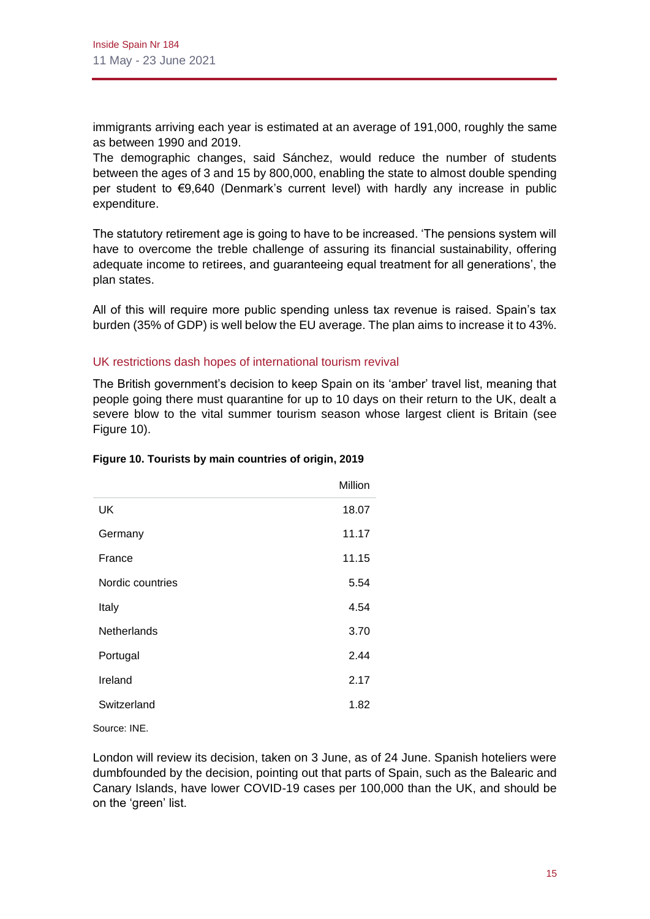immigrants arriving each year is estimated at an average of 191,000, roughly the same as between 1990 and 2019.
The demographic changes, said Sánchez, would reduce the number of students between the ages of 3 and 15 by 800,000, enabling the state to almost double spending per student to €9,640 (Denmark's current level) with hardly any increase in public expenditure.

The statutory retirement age is going to have to be increased. 'The pensions system will have to overcome the treble challenge of assuring its financial sustainability, offering adequate income to retirees, and guaranteeing equal treatment for all generations', the plan states.

All of this will require more public spending unless tax revenue is raised. Spain's tax burden (35% of GDP) is well below the EU average. The plan aims to increase it to 43%.

## UK restrictions dash hopes of international tourism revival

The British government's decision to keep Spain on its 'amber' travel list, meaning that people going there must quarantine for up to 10 days on their return to the UK, dealt a severe blow to the vital summer tourism season whose largest client is Britain (see Figure 10).

**Figure 10. Tourists by main countries of origin, 2019**

| | Million |
|---|---|
| UK | 18.07 |
| Germany | 11.17 |
| France | 11.15 |
| Nordic countries | 5.54 |
| Italy | 4.54 |
| Netherlands | 3.70 |
| Portugal | 2.44 |
| Ireland | 2.17 |
| Switzerland | 1.82 |

Source: INE.

London will review its decision, taken on 3 June, as of 24 June. Spanish hoteliers were dumbfounded by the decision, pointing out that parts of Spain, such as the Balearic and Canary Islands, have lower COVID-19 cases per 100,000 than the UK, and should be on the 'green' list.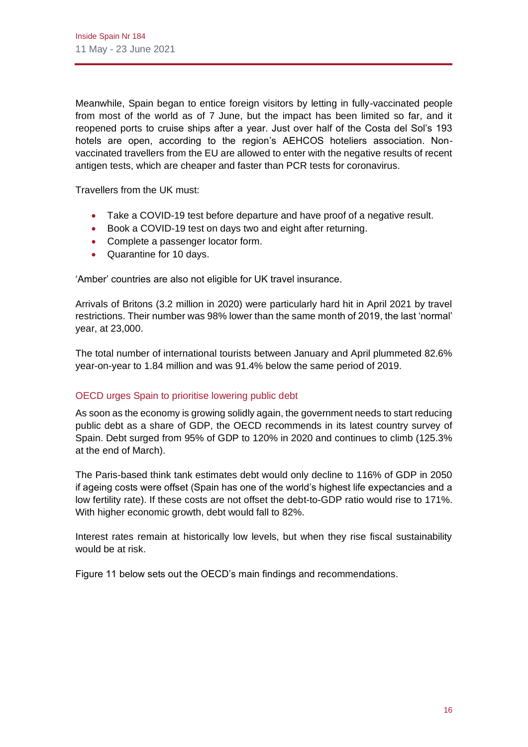Meanwhile, Spain began to entice foreign visitors by letting in fully-vaccinated people from most of the world as of 7 June, but the impact has been limited so far, and it reopened ports to cruise ships after a year. Just over half of the Costa del Sol's 193 hotels are open, according to the region's AEHCOS hoteliers association. Non-vaccinated travellers from the EU are allowed to enter with the negative results of recent antigen tests, which are cheaper and faster than PCR tests for coronavirus.

Travellers from the UK must:

- Take a COVID-19 test before departure and have proof of a negative result.
- Book a COVID-19 test on days two and eight after returning.
- Complete a passenger locator form.
- Quarantine for 10 days.

'Amber' countries are also not eligible for UK travel insurance.

Arrivals of Britons (3.2 million in 2020) were particularly hard hit in April 2021 by travel restrictions. Their number was 98% lower than the same month of 2019, the last 'normal' year, at 23,000.

The total number of international tourists between January and April plummeted 82.6% year-on-year to 1.84 million and was 91.4% below the same period of 2019.

### OECD urges Spain to prioritise lowering public debt

As soon as the economy is growing solidly again, the government needs to start reducing public debt as a share of GDP, the OECD recommends in its latest country survey of Spain. Debt surged from 95% of GDP to 120% in 2020 and continues to climb (125.3% at the end of March).

The Paris-based think tank estimates debt would only decline to 116% of GDP in 2050 if ageing costs were offset (Spain has one of the world's highest life expectancies and a low fertility rate). If these costs are not offset the debt-to-GDP ratio would rise to 171%. With higher economic growth, debt would fall to 82%.

Interest rates remain at historically low levels, but when they rise fiscal sustainability would be at risk.

Figure 11 below sets out the OECD's main findings and recommendations.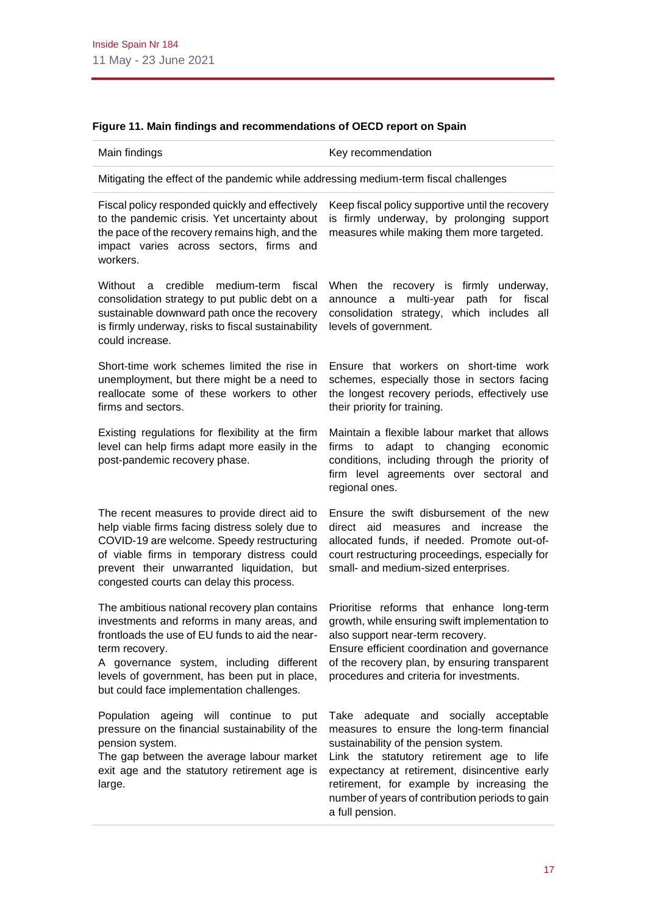**Figure 11. Main findings and recommendations of OECD report on Spain**

| Main findings | Key recommendation |
|---|---|
| Mitigating the effect of the pandemic while addressing medium-term fiscal challenges | |
| Fiscal policy responded quickly and effectively to the pandemic crisis. Yet uncertainty about the pace of the recovery remains high, and the impact varies across sectors, firms and workers. | Keep fiscal policy supportive until the recovery is firmly underway, by prolonging support measures while making them more targeted. |
| Without a credible medium-term fiscal consolidation strategy to put public debt on a sustainable downward path once the recovery is firmly underway, risks to fiscal sustainability could increase. | When the recovery is firmly underway, announce a multi-year path for fiscal consolidation strategy, which includes all levels of government. |
| Short-time work schemes limited the rise in unemployment, but there might be a need to reallocate some of these workers to other firms and sectors. | Ensure that workers on short-time work schemes, especially those in sectors facing the longest recovery periods, effectively use their priority for training. |
| Existing regulations for flexibility at the firm level can help firms adapt more easily in the post-pandemic recovery phase. | Maintain a flexible labour market that allows firms to adapt to changing economic conditions, including through the priority of firm level agreements over sectoral and regional ones. |
| The recent measures to provide direct aid to help viable firms facing distress solely due to COVID-19 are welcome. Speedy restructuring of viable firms in temporary distress could prevent their unwarranted liquidation, but congested courts can delay this process. | Ensure the swift disbursement of the new direct aid measures and increase the allocated funds, if needed. Promote out-of-court restructuring proceedings, especially for small- and medium-sized enterprises. |
| The ambitious national recovery plan contains investments and reforms in many areas, and frontloads the use of EU funds to aid the near-term recovery.<br>A governance system, including different levels of government, has been put in place, but could face implementation challenges. | Prioritise reforms that enhance long-term growth, while ensuring swift implementation to also support near-term recovery.<br>Ensure efficient coordination and governance of the recovery plan, by ensuring transparent procedures and criteria for investments. |
| Population ageing will continue to put pressure on the financial sustainability of the pension system.<br>The gap between the average labour market exit age and the statutory retirement age is large. | Take adequate and socially acceptable measures to ensure the long-term financial sustainability of the pension system.<br>Link the statutory retirement age to life expectancy at retirement, disincentive early retirement, for example by increasing the number of years of contribution periods to gain a full pension. |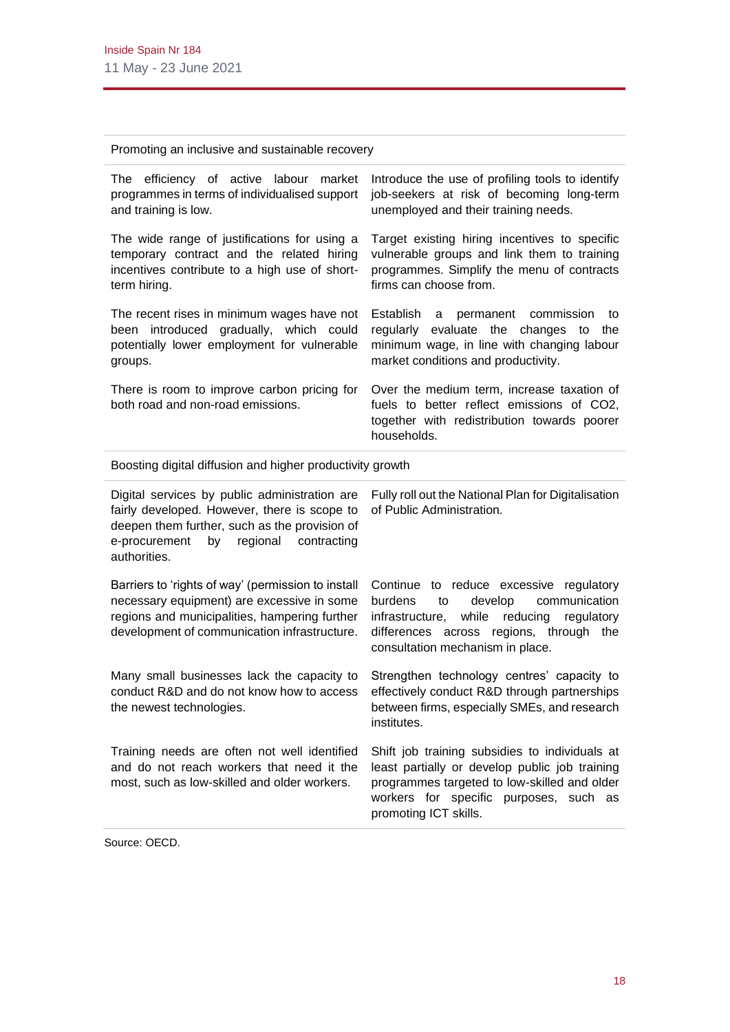| Promoting an inclusive and sustainable recovery | |
|---|---|
| The efficiency of active labour market programmes in terms of individualised support and training is low. | Introduce the use of profiling tools to identify job-seekers at risk of becoming long-term unemployed and their training needs. |
| The wide range of justifications for using a temporary contract and the related hiring incentives contribute to a high use of short-term hiring. | Target existing hiring incentives to specific vulnerable groups and link them to training programmes. Simplify the menu of contracts firms can choose from. |
| The recent rises in minimum wages have not been introduced gradually, which could potentially lower employment for vulnerable groups. | Establish a permanent commission to regularly evaluate the changes to the minimum wage, in line with changing labour market conditions and productivity. |
| There is room to improve carbon pricing for both road and non-road emissions. | Over the medium term, increase taxation of fuels to better reflect emissions of $CO_2$, together with redistribution towards poorer households. |
| **Boosting digital diffusion and higher productivity growth** | |
| Digital services by public administration are fairly developed. However, there is scope to deepen them further, such as the provision of e-procurement by regional contracting authorities. | Fully roll out the National Plan for Digitalisation of Public Administration. |
| Barriers to 'rights of way' (permission to install necessary equipment) are excessive in some regions and municipalities, hampering further development of communication infrastructure. | Continue to reduce excessive regulatory burdens to develop communication infrastructure, while reducing regulatory differences across regions, through the consultation mechanism in place. |
| Many small businesses lack the capacity to conduct R&D and do not know how to access the newest technologies. | Strengthen technology centres' capacity to effectively conduct R&D through partnerships between firms, especially SMEs, and research institutes. |
| Training needs are often not well identified and do not reach workers that need it the most, such as low-skilled and older workers. | Shift job training subsidies to individuals at least partially or develop public job training programmes targeted to low-skilled and older workers for specific purposes, such as promoting ICT skills. |

Source: OECD.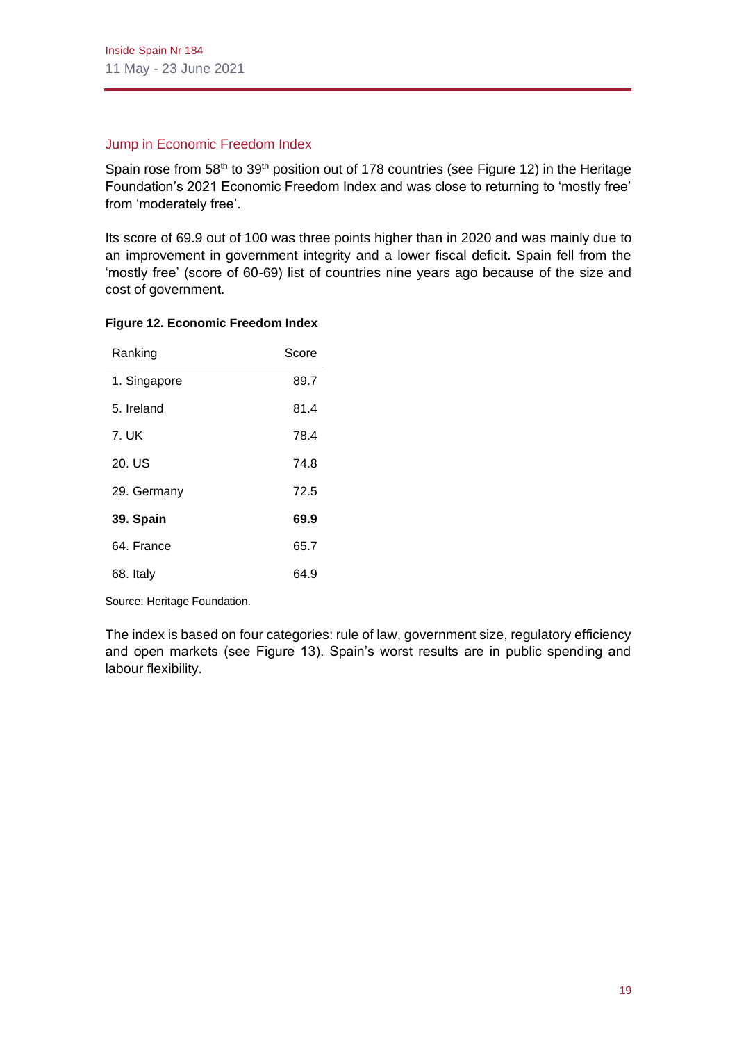## Jump in Economic Freedom Index

Spain rose from 58th to 39th position out of 178 countries (see Figure 12) in the Heritage Foundation's 2021 Economic Freedom Index and was close to returning to 'mostly free' from 'moderately free'.

Its score of 69.9 out of 100 was three points higher than in 2020 and was mainly due to an improvement in government integrity and a lower fiscal deficit. Spain fell from the 'mostly free' (score of 60-69) list of countries nine years ago because of the size and cost of government.

**Figure 12. Economic Freedom Index**

| Ranking | Score |
|---|---|
| 1. Singapore | 89.7 |
| 5. Ireland | 81.4 |
| 7. UK | 78.4 |
| 20. US | 74.8 |
| 29. Germany | 72.5 |
| **39. Spain** | **69.9** |
| 64. France | 65.7 |
| 68. Italy | 64.9 |

Source: Heritage Foundation.

The index is based on four categories: rule of law, government size, regulatory efficiency and open markets (see Figure 13). Spain's worst results are in public spending and labour flexibility.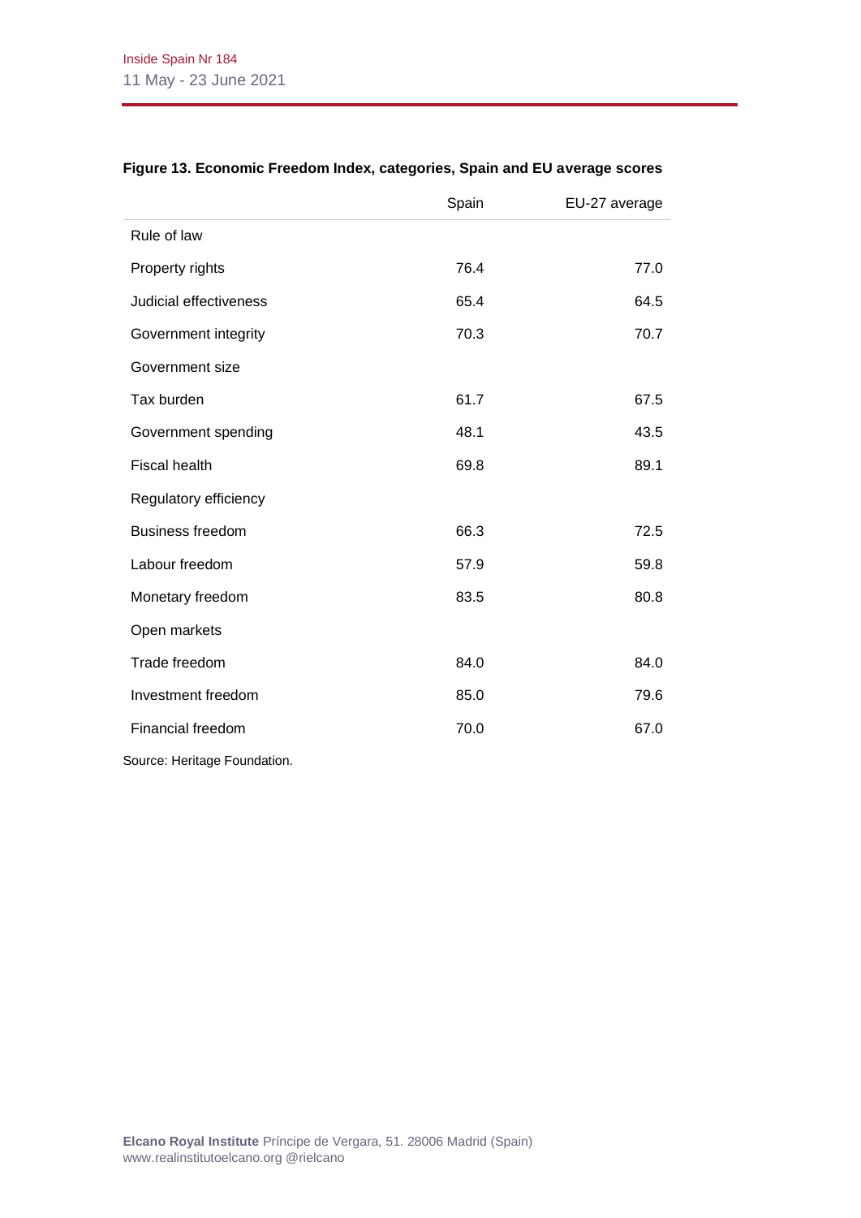**Figure 13. Economic Freedom Index, categories, Spain and EU average scores**

| | Spain | EU-27 average |
|---|---|---|
| Rule of law | | |
| Property rights | 76.4 | 77.0 |
| Judicial effectiveness | 65.4 | 64.5 |
| Government integrity | 70.3 | 70.7 |
| Government size | | |
| Tax burden | 61.7 | 67.5 |
| Government spending | 48.1 | 43.5 |
| Fiscal health | 69.8 | 89.1 |
| Regulatory efficiency | | |
| Business freedom | 66.3 | 72.5 |
| Labour freedom | 57.9 | 59.8 |
| Monetary freedom | 83.5 | 80.8 |
| Open markets | | |
| Trade freedom | 84.0 | 84.0 |
| Investment freedom | 85.0 | 79.6 |
| Financial freedom | 70.0 | 67.0 |

Source: Heritage Foundation.